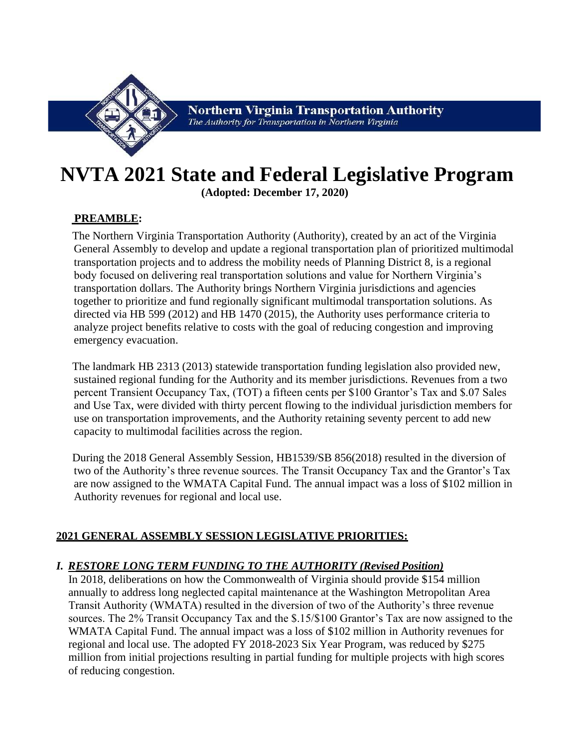**Northern Virginia Transportation Authority**
*The Authority for Transportation in Northern Virginia*

# NVTA 2021 State and Federal Legislative Program

**(Adopted: December 17, 2020)**

## PREAMBLE:

The Northern Virginia Transportation Authority (Authority), created by an act of the Virginia General Assembly to develop and update a regional transportation plan of prioritized multimodal transportation projects and to address the mobility needs of Planning District 8, is a regional body focused on delivering real transportation solutions and value for Northern Virginia's transportation dollars. The Authority brings Northern Virginia jurisdictions and agencies together to prioritize and fund regionally significant multimodal transportation solutions. As directed via HB 599 (2012) and HB 1470 (2015), the Authority uses performance criteria to analyze project benefits relative to costs with the goal of reducing congestion and improving emergency evacuation.

The landmark HB 2313 (2013) statewide transportation funding legislation also provided new, sustained regional funding for the Authority and its member jurisdictions. Revenues from a two percent Transient Occupancy Tax, (TOT) a fifteen cents per $100 Grantor's Tax and $.07 Sales and Use Tax, were divided with thirty percent flowing to the individual jurisdiction members for use on transportation improvements, and the Authority retaining seventy percent to add new capacity to multimodal facilities across the region.

During the 2018 General Assembly Session, HB1539/SB 856(2018) resulted in the diversion of two of the Authority's three revenue sources. The Transit Occupancy Tax and the Grantor's Tax are now assigned to the WMATA Capital Fund. The annual impact was a loss of $102 million in Authority revenues for regional and local use.

## 2021 GENERAL ASSEMBLY SESSION LEGISLATIVE PRIORITIES:

### *I. RESTORE LONG TERM FUNDING TO THE AUTHORITY (Revised Position)*

In 2018, deliberations on how the Commonwealth of Virginia should provide $154 million annually to address long neglected capital maintenance at the Washington Metropolitan Area Transit Authority (WMATA) resulted in the diversion of two of the Authority's three revenue sources. The 2% Transient Occupancy Tax and the $.15/$100 Grantor's Tax are now assigned to the WMATA Capital Fund. The annual impact was a loss of $102 million in Authority revenues for regional and local use. The adopted FY 2018-2023 Six Year Program, was reduced by $275 million from initial projections resulting in partial funding for multiple projects with high scores of reducing congestion.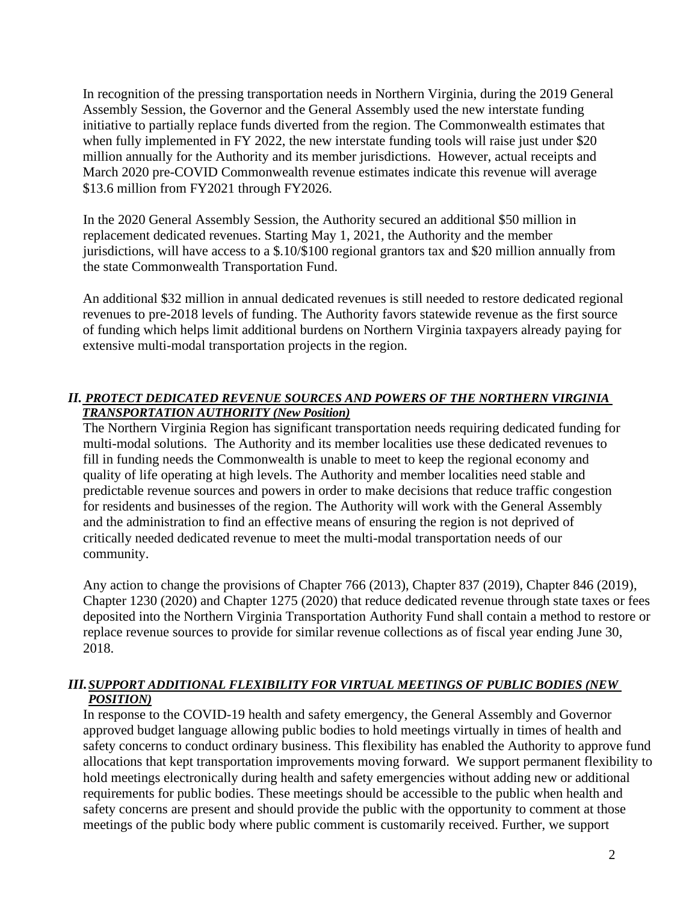In recognition of the pressing transportation needs in Northern Virginia, during the 2019 General Assembly Session, the Governor and the General Assembly used the new interstate funding initiative to partially replace funds diverted from the region. The Commonwealth estimates that when fully implemented in FY 2022, the new interstate funding tools will raise just under $20 million annually for the Authority and its member jurisdictions. However, actual receipts and March 2020 pre-COVID Commonwealth revenue estimates indicate this revenue will average $13.6 million from FY2021 through FY2026.

In the 2020 General Assembly Session, the Authority secured an additional $50 million in replacement dedicated revenues. Starting May 1, 2021, the Authority and the member jurisdictions, will have access to a $.10/$100 regional grantors tax and $20 million annually from the state Commonwealth Transportation Fund.

An additional $32 million in annual dedicated revenues is still needed to restore dedicated regional revenues to pre-2018 levels of funding. The Authority favors statewide revenue as the first source of funding which helps limit additional burdens on Northern Virginia taxpayers already paying for extensive multi-modal transportation projects in the region.

## *II. PROTECT DEDICATED REVENUE SOURCES AND POWERS OF THE NORTHERN VIRGINIA TRANSPORTATION AUTHORITY (New Position)*

The Northern Virginia Region has significant transportation needs requiring dedicated funding for multi-modal solutions. The Authority and its member localities use these dedicated revenues to fill in funding needs the Commonwealth is unable to meet to keep the regional economy and quality of life operating at high levels. The Authority and member localities need stable and predictable revenue sources and powers in order to make decisions that reduce traffic congestion for residents and businesses of the region. The Authority will work with the General Assembly and the administration to find an effective means of ensuring the region is not deprived of critically needed dedicated revenue to meet the multi-modal transportation needs of our community.

Any action to change the provisions of Chapter 766 (2013), Chapter 837 (2019), Chapter 846 (2019), Chapter 1230 (2020) and Chapter 1275 (2020) that reduce dedicated revenue through state taxes or fees deposited into the Northern Virginia Transportation Authority Fund shall contain a method to restore or replace revenue sources to provide for similar revenue collections as of fiscal year ending June 30, 2018.

## *III. SUPPORT ADDITIONAL FLEXIBILITY FOR VIRTUAL MEETINGS OF PUBLIC BODIES (NEW POSITION)*

In response to the COVID-19 health and safety emergency, the General Assembly and Governor approved budget language allowing public bodies to hold meetings virtually in times of health and safety concerns to conduct ordinary business. This flexibility has enabled the Authority to approve fund allocations that kept transportation improvements moving forward. We support permanent flexibility to hold meetings electronically during health and safety emergencies without adding new or additional requirements for public bodies. These meetings should be accessible to the public when health and safety concerns are present and should provide the public with the opportunity to comment at those meetings of the public body where public comment is customarily received. Further, we support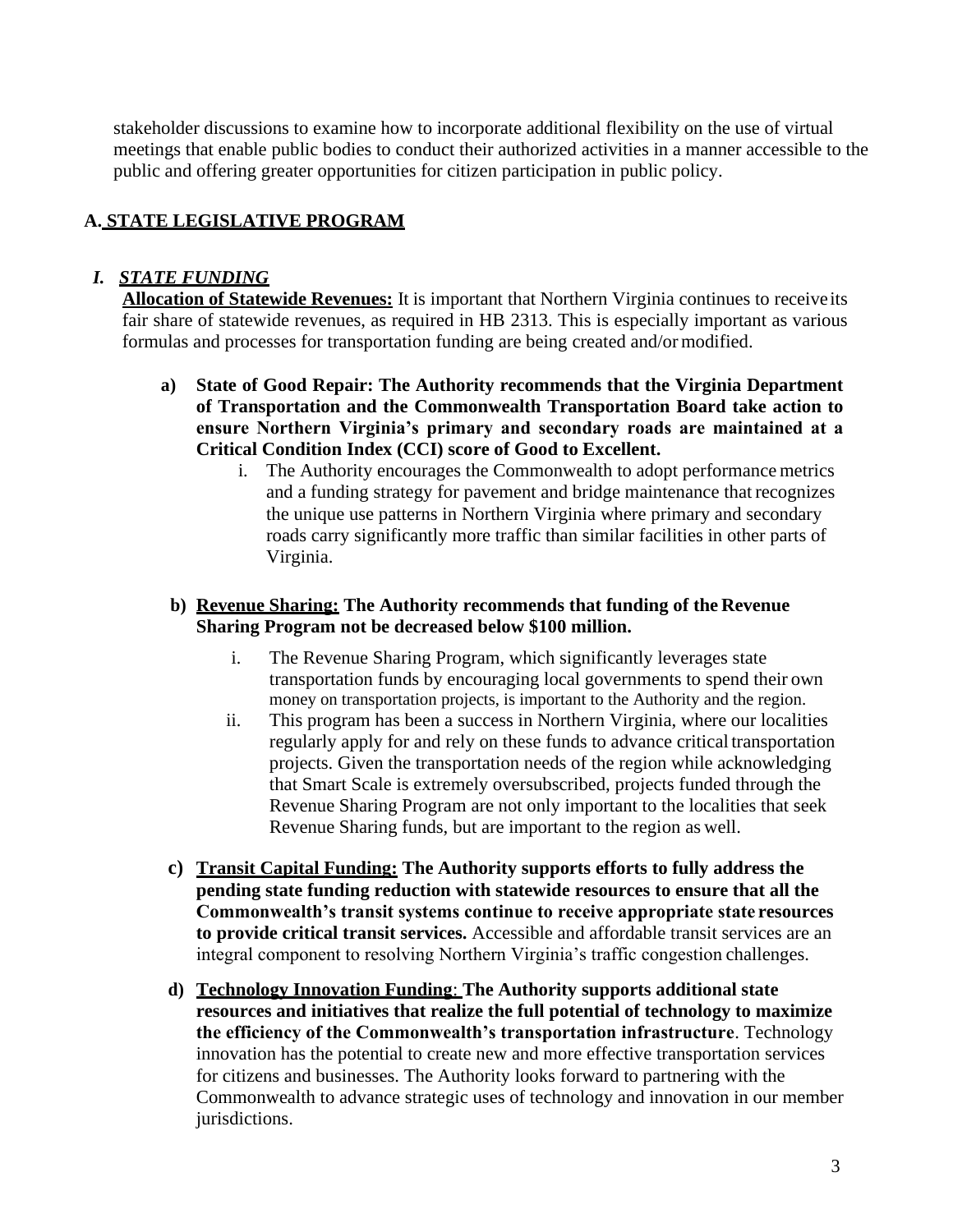stakeholder discussions to examine how to incorporate additional flexibility on the use of virtual meetings that enable public bodies to conduct their authorized activities in a manner accessible to the public and offering greater opportunities for citizen participation in public policy.

## A. STATE LEGISLATIVE PROGRAM

### *I. STATE FUNDING*

**Allocation of Statewide Revenues:** It is important that Northern Virginia continues to receive its fair share of statewide revenues, as required in HB 2313. This is especially important as various formulas and processes for transportation funding are being created and/or modified.

**a) State of Good Repair: The Authority recommends that the Virginia Department of Transportation and the Commonwealth Transportation Board take action to ensure Northern Virginia's primary and secondary roads are maintained at a Critical Condition Index (CCI) score of Good to Excellent.**

i. The Authority encourages the Commonwealth to adopt performance metrics and a funding strategy for pavement and bridge maintenance that recognizes the unique use patterns in Northern Virginia where primary and secondary roads carry significantly more traffic than similar facilities in other parts of Virginia.

**b) Revenue Sharing: The Authority recommends that funding of the Revenue Sharing Program not be decreased below $100 million.**

i. The Revenue Sharing Program, which significantly leverages state transportation funds by encouraging local governments to spend their own money on transportation projects, is important to the Authority and the region.

ii. This program has been a success in Northern Virginia, where our localities regularly apply for and rely on these funds to advance critical transportation projects. Given the transportation needs of the region while acknowledging that Smart Scale is extremely oversubscribed, projects funded through the Revenue Sharing Program are not only important to the localities that seek Revenue Sharing funds, but are important to the region as well.

**c) Transit Capital Funding: The Authority supports efforts to fully address the pending state funding reduction with statewide resources to ensure that all the Commonwealth's transit systems continue to receive appropriate state resources to provide critical transit services.** Accessible and affordable transit services are an integral component to resolving Northern Virginia's traffic congestion challenges.

**d) Technology Innovation Funding: The Authority supports additional state resources and initiatives that realize the full potential of technology to maximize the efficiency of the Commonwealth's transportation infrastructure**. Technology innovation has the potential to create new and more effective transportation services for citizens and businesses. The Authority looks forward to partnering with the Commonwealth to advance strategic uses of technology and innovation in our member jurisdictions.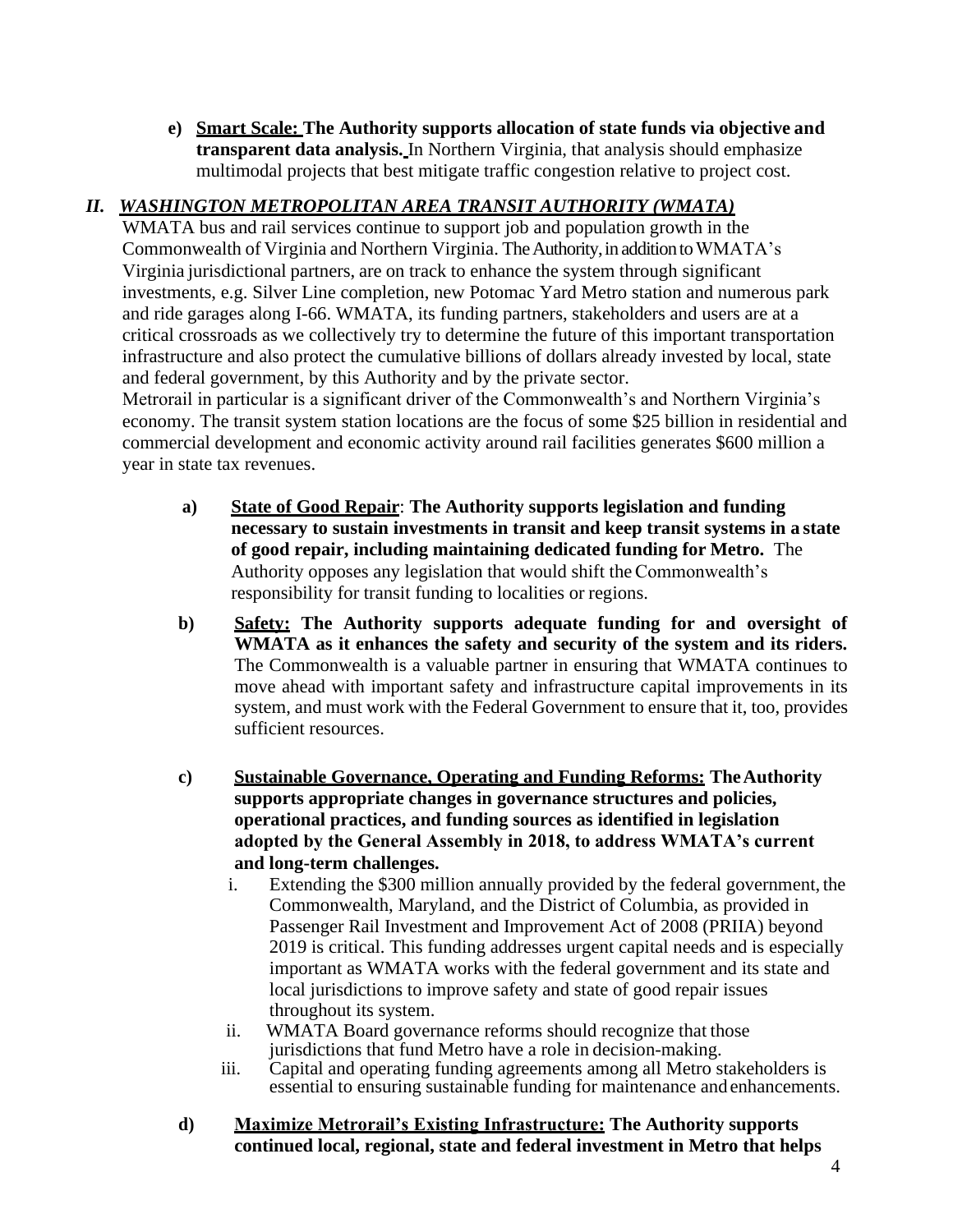e) **<u>Smart Scale:</u> The Authority supports allocation of state funds via objective and transparent data analysis.** In Northern Virginia, that analysis should emphasize multimodal projects that best mitigate traffic congestion relative to project cost.

## *II. <u>WASHINGTON METROPOLITAN AREA TRANSIT AUTHORITY (WMATA)</u>*

WMATA bus and rail services continue to support job and population growth in the Commonwealth of Virginia and Northern Virginia. The Authority, in addition to WMATA's Virginia jurisdictional partners, are on track to enhance the system through significant investments, e.g. Silver Line completion, new Potomac Yard Metro station and numerous park and ride garages along I-66. WMATA, its funding partners, stakeholders and users are at a critical crossroads as we collectively try to determine the future of this important transportation infrastructure and also protect the cumulative billions of dollars already invested by local, state and federal government, by this Authority and by the private sector.

Metrorail in particular is a significant driver of the Commonwealth's and Northern Virginia's economy. The transit system station locations are the focus of some $25 billion in residential and commercial development and economic activity around rail facilities generates $600 million a year in state tax revenues.

a) **<u>State of Good Repair</u>: The Authority supports legislation and funding necessary to sustain investments in transit and keep transit systems in a state of good repair, including maintaining dedicated funding for Metro.** The Authority opposes any legislation that would shift the Commonwealth's responsibility for transit funding to localities or regions.

b) **<u>Safety:</u> The Authority supports adequate funding for and oversight of WMATA as it enhances the safety and security of the system and its riders.** The Commonwealth is a valuable partner in ensuring that WMATA continues to move ahead with important safety and infrastructure capital improvements in its system, and must work with the Federal Government to ensure that it, too, provides sufficient resources.

c) **<u>Sustainable Governance, Operating and Funding Reforms:</u> The Authority supports appropriate changes in governance structures and policies, operational practices, and funding sources as identified in legislation adopted by the General Assembly in 2018, to address WMATA's current and long-term challenges.**

   i. Extending the $300 million annually provided by the federal government, the Commonwealth, Maryland, and the District of Columbia, as provided in Passenger Rail Investment and Improvement Act of 2008 (PRIIA) beyond 2019 is critical. This funding addresses urgent capital needs and is especially important as WMATA works with the federal government and its state and local jurisdictions to improve safety and state of good repair issues throughout its system.

   ii. WMATA Board governance reforms should recognize that those jurisdictions that fund Metro have a role in decision-making.

   iii. Capital and operating funding agreements among all Metro stakeholders is essential to ensuring sustainable funding for maintenance and enhancements.

d) **<u>Maximize Metrorail's Existing Infrastructure:</u> The Authority supports continued local, regional, state and federal investment in Metro that helps**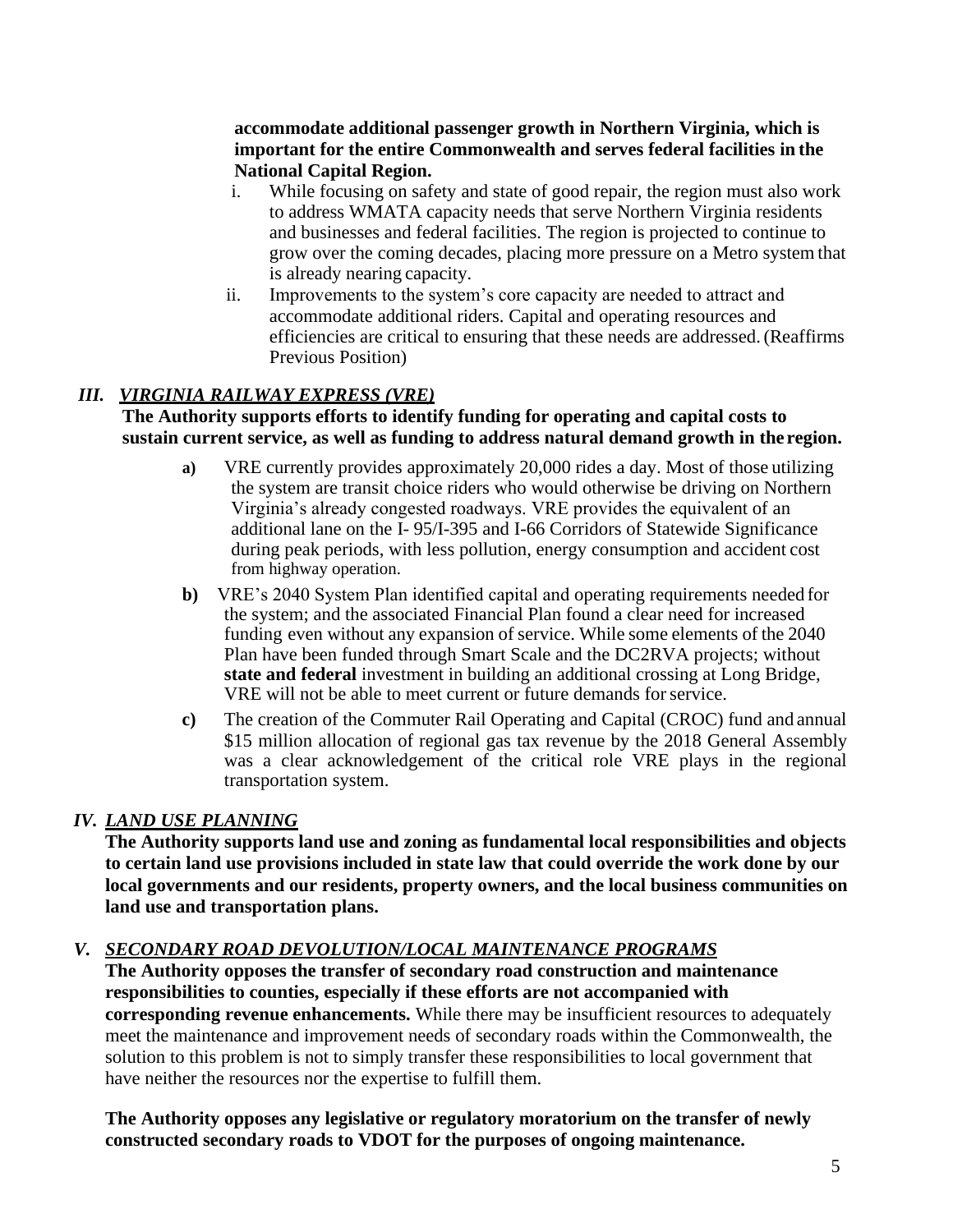**accommodate additional passenger growth in Northern Virginia, which is important for the entire Commonwealth and serves federal facilities in the National Capital Region.**

i. While focusing on safety and state of good repair, the region must also work to address WMATA capacity needs that serve Northern Virginia residents and businesses and federal facilities. The region is projected to continue to grow over the coming decades, placing more pressure on a Metro system that is already nearing capacity.

ii. Improvements to the system's core capacity are needed to attract and accommodate additional riders. Capital and operating resources and efficiencies are critical to ensuring that these needs are addressed. (Reaffirms Previous Position)

## *III. VIRGINIA RAILWAY EXPRESS (VRE)*

**The Authority supports efforts to identify funding for operating and capital costs to sustain current service, as well as funding to address natural demand growth in the region.**

**a)** VRE currently provides approximately 20,000 rides a day. Most of those utilizing the system are transit choice riders who would otherwise be driving on Northern Virginia's already congested roadways. VRE provides the equivalent of an additional lane on the I- 95/I-395 and I-66 Corridors of Statewide Significance during peak periods, with less pollution, energy consumption and accident cost from highway operation.

**b)** VRE's 2040 System Plan identified capital and operating requirements needed for the system; and the associated Financial Plan found a clear need for increased funding even without any expansion of service. While some elements of the 2040 Plan have been funded through Smart Scale and the DC2RVA projects; without **state and federal** investment in building an additional crossing at Long Bridge, VRE will not be able to meet current or future demands for service.

**c)** The creation of the Commuter Rail Operating and Capital (CROC) fund and annual $15 million allocation of regional gas tax revenue by the 2018 General Assembly was a clear acknowledgement of the critical role VRE plays in the regional transportation system.

## *IV. LAND USE PLANNING*

**The Authority supports land use and zoning as fundamental local responsibilities and objects to certain land use provisions included in state law that could override the work done by our local governments and our residents, property owners, and the local business communities on land use and transportation plans.**

## *V. SECONDARY ROAD DEVOLUTION/LOCAL MAINTENANCE PROGRAMS*

**The Authority opposes the transfer of secondary road construction and maintenance responsibilities to counties, especially if these efforts are not accompanied with corresponding revenue enhancements.** While there may be insufficient resources to adequately meet the maintenance and improvement needs of secondary roads within the Commonwealth, the solution to this problem is not to simply transfer these responsibilities to local government that have neither the resources nor the expertise to fulfill them.

**The Authority opposes any legislative or regulatory moratorium on the transfer of newly constructed secondary roads to VDOT for the purposes of ongoing maintenance.**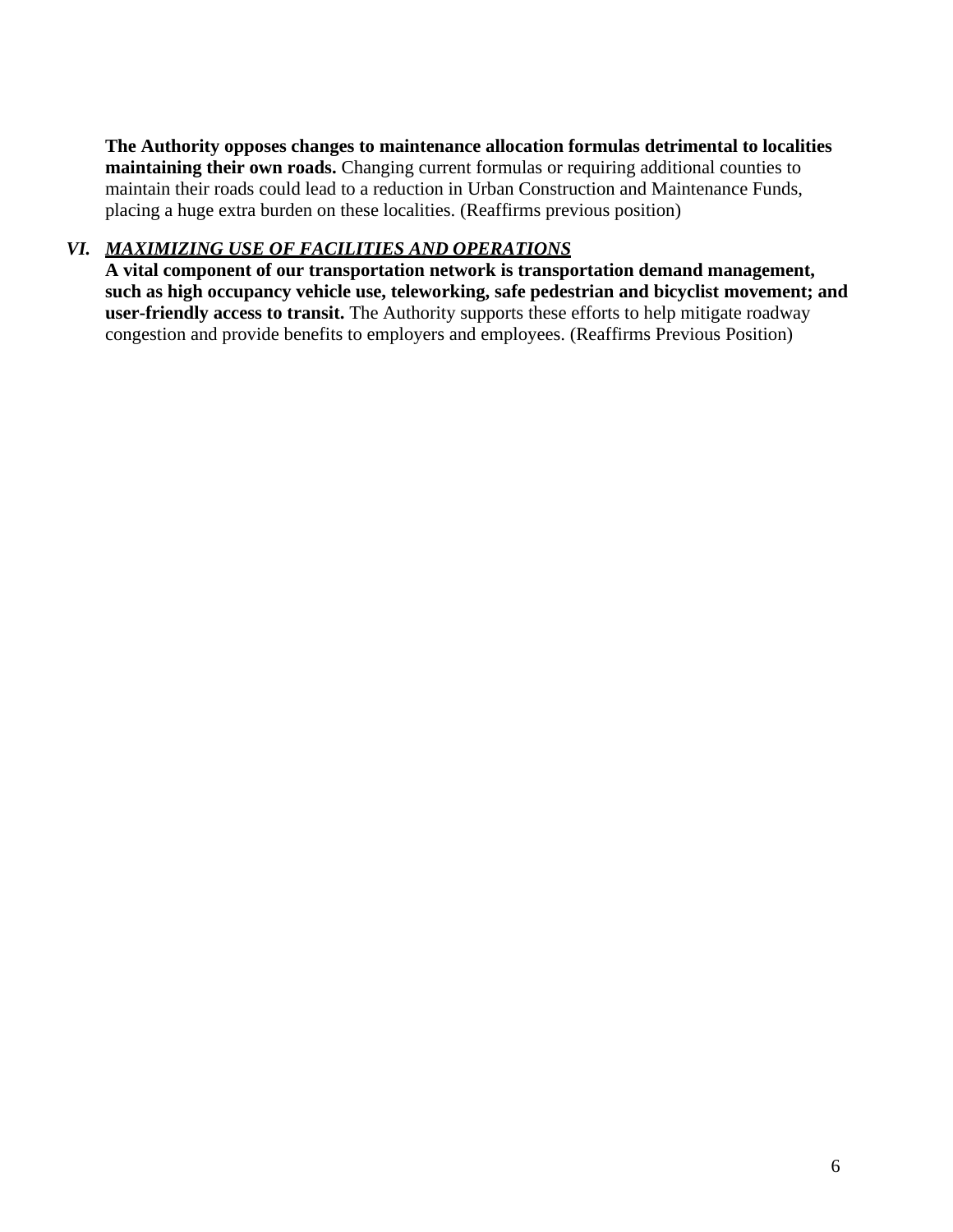**The Authority opposes changes to maintenance allocation formulas detrimental to localities maintaining their own roads.** Changing current formulas or requiring additional counties to maintain their roads could lead to a reduction in Urban Construction and Maintenance Funds, placing a huge extra burden on these localities. (Reaffirms previous position)

## *VI. **MAXIMIZING USE OF FACILITIES AND OPERATIONS***

**A vital component of our transportation network is transportation demand management, such as high occupancy vehicle use, teleworking, safe pedestrian and bicyclist movement; and user-friendly access to transit.** The Authority supports these efforts to help mitigate roadway congestion and provide benefits to employers and employees. (Reaffirms Previous Position)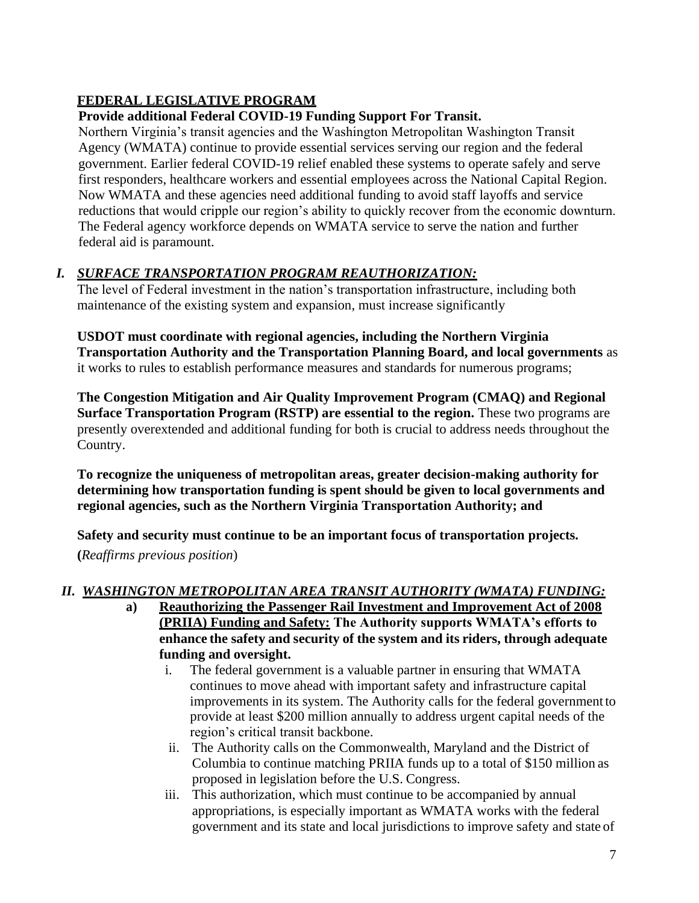## FEDERAL LEGISLATIVE PROGRAM

**Provide additional Federal COVID-19 Funding Support For Transit.**

Northern Virginia's transit agencies and the Washington Metropolitan Washington Transit Agency (WMATA) continue to provide essential services serving our region and the federal government. Earlier federal COVID-19 relief enabled these systems to operate safely and serve first responders, healthcare workers and essential employees across the National Capital Region. Now WMATA and these agencies need additional funding to avoid staff layoffs and service reductions that would cripple our region's ability to quickly recover from the economic downturn. The Federal agency workforce depends on WMATA service to serve the nation and further federal aid is paramount.

### I. *SURFACE TRANSPORTATION PROGRAM REAUTHORIZATION:*

The level of Federal investment in the nation's transportation infrastructure, including both maintenance of the existing system and expansion, must increase significantly

**USDOT must coordinate with regional agencies, including the Northern Virginia Transportation Authority and the Transportation Planning Board, and local governments** as it works to rules to establish performance measures and standards for numerous programs;

**The Congestion Mitigation and Air Quality Improvement Program (CMAQ) and Regional Surface Transportation Program (RSTP) are essential to the region.** These two programs are presently overextended and additional funding for both is crucial to address needs throughout the Country.

**To recognize the uniqueness of metropolitan areas, greater decision-making authority for determining how transportation funding is spent should be given to local governments and regional agencies, such as the Northern Virginia Transportation Authority; and**

**Safety and security must continue to be an important focus of transportation projects.**

**(***Reaffirms previous position*)

### II. *WASHINGTON METROPOLITAN AREA TRANSIT AUTHORITY (WMATA) FUNDING:*

a) **Reauthorizing the Passenger Rail Investment and Improvement Act of 2008 (PRIIA) Funding and Safety: The Authority supports WMATA's efforts to enhance the safety and security of the system and its riders, through adequate funding and oversight.**

   i. The federal government is a valuable partner in ensuring that WMATA continues to move ahead with important safety and infrastructure capital improvements in its system. The Authority calls for the federal government to provide at least $200 million annually to address urgent capital needs of the region's critical transit backbone.

   ii. The Authority calls on the Commonwealth, Maryland and the District of Columbia to continue matching PRIIA funds up to a total of $150 million as proposed in legislation before the U.S. Congress.

   iii. This authorization, which must continue to be accompanied by annual appropriations, is especially important as WMATA works with the federal government and its state and local jurisdictions to improve safety and state of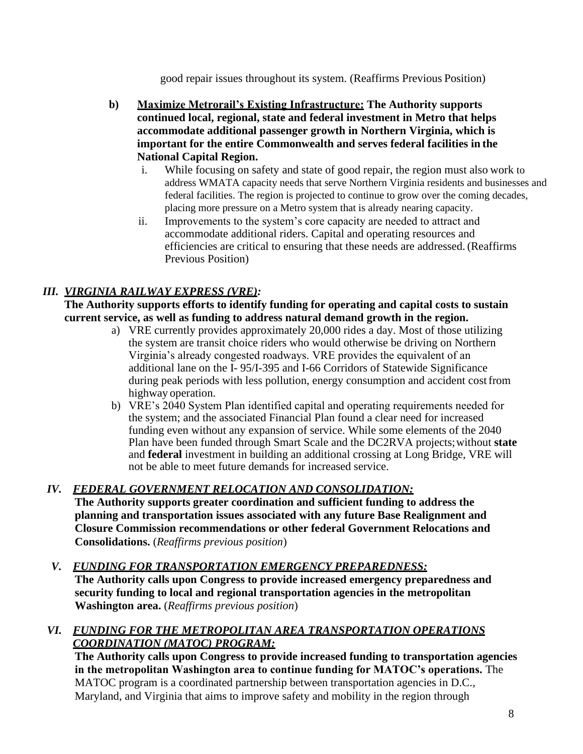good repair issues throughout its system. (Reaffirms Previous Position)

b) **Maximize Metrorail's Existing Infrastructure: The Authority supports continued local, regional, state and federal investment in Metro that helps accommodate additional passenger growth in Northern Virginia, which is important for the entire Commonwealth and serves federal facilities in the National Capital Region.**

   i. While focusing on safety and state of good repair, the region must also work to address WMATA capacity needs that serve Northern Virginia residents and businesses and federal facilities. The region is projected to continue to grow over the coming decades, placing more pressure on a Metro system that is already nearing capacity.

   ii. Improvements to the system's core capacity are needed to attract and accommodate additional riders. Capital and operating resources and efficiencies are critical to ensuring that these needs are addressed. (Reaffirms Previous Position)

## III. *VIRGINIA RAILWAY EXPRESS (VRE):*

**The Authority supports efforts to identify funding for operating and capital costs to sustain current service, as well as funding to address natural demand growth in the region.**

a) VRE currently provides approximately 20,000 rides a day. Most of those utilizing the system are transit choice riders who would otherwise be driving on Northern Virginia's already congested roadways. VRE provides the equivalent of an additional lane on the I- 95/I-395 and I-66 Corridors of Statewide Significance during peak periods with less pollution, energy consumption and accident cost from highway operation.

b) VRE's 2040 System Plan identified capital and operating requirements needed for the system; and the associated Financial Plan found a clear need for increased funding even without any expansion of service. While some elements of the 2040 Plan have been funded through Smart Scale and the DC2RVA projects; without **state** and **federal** investment in building an additional crossing at Long Bridge, VRE will not be able to meet future demands for increased service.

## IV. *FEDERAL GOVERNMENT RELOCATION AND CONSOLIDATION:*

**The Authority supports greater coordination and sufficient funding to address the planning and transportation issues associated with any future Base Realignment and Closure Commission recommendations or other federal Government Relocations and Consolidations.** (*Reaffirms previous position*)

## V. *FUNDING FOR TRANSPORTATION EMERGENCY PREPAREDNESS:*

**The Authority calls upon Congress to provide increased emergency preparedness and security funding to local and regional transportation agencies in the metropolitan Washington area.** (*Reaffirms previous position*)

## VI. *FUNDING FOR THE METROPOLITAN AREA TRANSPORTATION OPERATIONS COORDINATION (MATOC) PROGRAM:*

**The Authority calls upon Congress to provide increased funding to transportation agencies in the metropolitan Washington area to continue funding for MATOC's operations.** The MATOC program is a coordinated partnership between transportation agencies in D.C., Maryland, and Virginia that aims to improve safety and mobility in the region through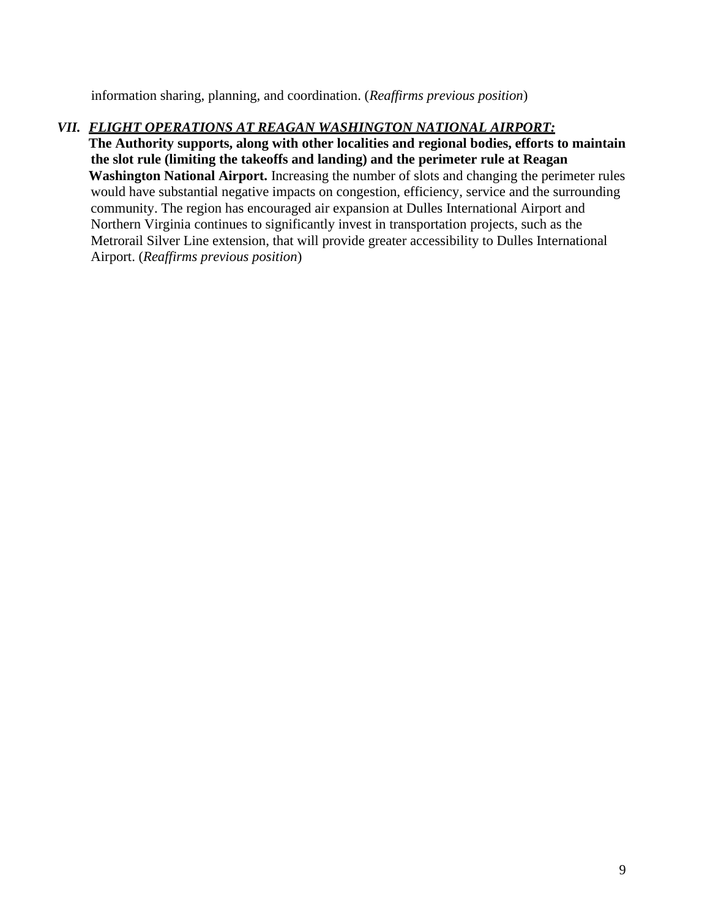information sharing, planning, and coordination. (*Reaffirms previous position*)

### *VII. <u>FLIGHT OPERATIONS AT REAGAN WASHINGTON NATIONAL AIRPORT:</u>*

**The Authority supports, along with other localities and regional bodies, efforts to maintain the slot rule (limiting the takeoffs and landing) and the perimeter rule at Reagan Washington National Airport.** Increasing the number of slots and changing the perimeter rules would have substantial negative impacts on congestion, efficiency, service and the surrounding community. The region has encouraged air expansion at Dulles International Airport and Northern Virginia continues to significantly invest in transportation projects, such as the Metrorail Silver Line extension, that will provide greater accessibility to Dulles International Airport. (*Reaffirms previous position*)